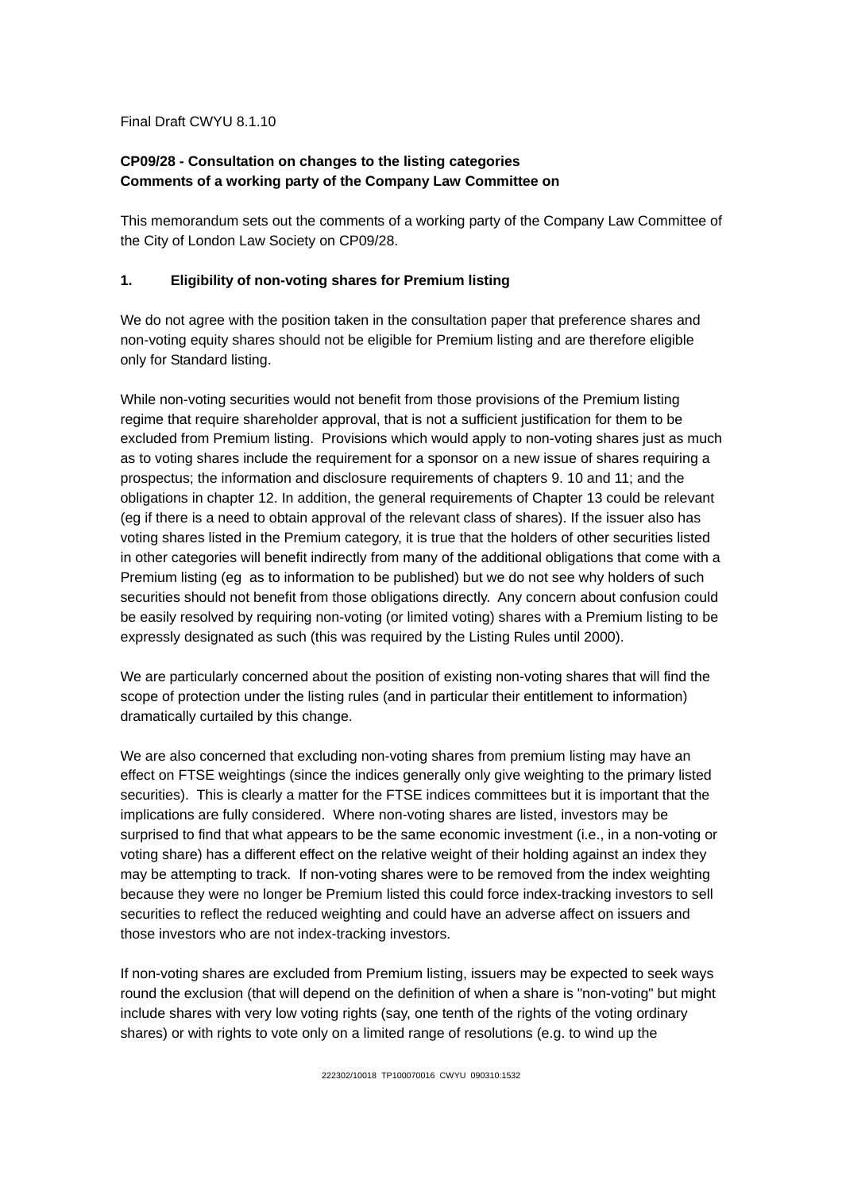Final Draft CWYU 8.1.10

**CP09/28 - Consultation on changes to the listing categories**
**Comments of a working party of the Company Law Committee on**

This memorandum sets out the comments of a working party of the Company Law Committee of the City of London Law Society on CP09/28.

## 1. Eligibility of non-voting shares for Premium listing

We do not agree with the position taken in the consultation paper that preference shares and non-voting equity shares should not be eligible for Premium listing and are therefore eligible only for Standard listing.

While non-voting securities would not benefit from those provisions of the Premium listing regime that require shareholder approval, that is not a sufficient justification for them to be excluded from Premium listing. Provisions which would apply to non-voting shares just as much as to voting shares include the requirement for a sponsor on a new issue of shares requiring a prospectus; the information and disclosure requirements of chapters 9. 10 and 11; and the obligations in chapter 12. In addition, the general requirements of Chapter 13 could be relevant (eg if there is a need to obtain approval of the relevant class of shares). If the issuer also has voting shares listed in the Premium category, it is true that the holders of other securities listed in other categories will benefit indirectly from many of the additional obligations that come with a Premium listing (eg as to information to be published) but we do not see why holders of such securities should not benefit from those obligations directly. Any concern about confusion could be easily resolved by requiring non-voting (or limited voting) shares with a Premium listing to be expressly designated as such (this was required by the Listing Rules until 2000).

We are particularly concerned about the position of existing non-voting shares that will find the scope of protection under the listing rules (and in particular their entitlement to information) dramatically curtailed by this change.

We are also concerned that excluding non-voting shares from premium listing may have an effect on FTSE weightings (since the indices generally only give weighting to the primary listed securities). This is clearly a matter for the FTSE indices committees but it is important that the implications are fully considered. Where non-voting shares are listed, investors may be surprised to find that what appears to be the same economic investment (i.e., in a non-voting or voting share) has a different effect on the relative weight of their holding against an index they may be attempting to track. If non-voting shares were to be removed from the index weighting because they were no longer be Premium listed this could force index-tracking investors to sell securities to reflect the reduced weighting and could have an adverse affect on issuers and those investors who are not index-tracking investors.

If non-voting shares are excluded from Premium listing, issuers may be expected to seek ways round the exclusion (that will depend on the definition of when a share is "non-voting" but might include shares with very low voting rights (say, one tenth of the rights of the voting ordinary shares) or with rights to vote only on a limited range of resolutions (e.g. to wind up the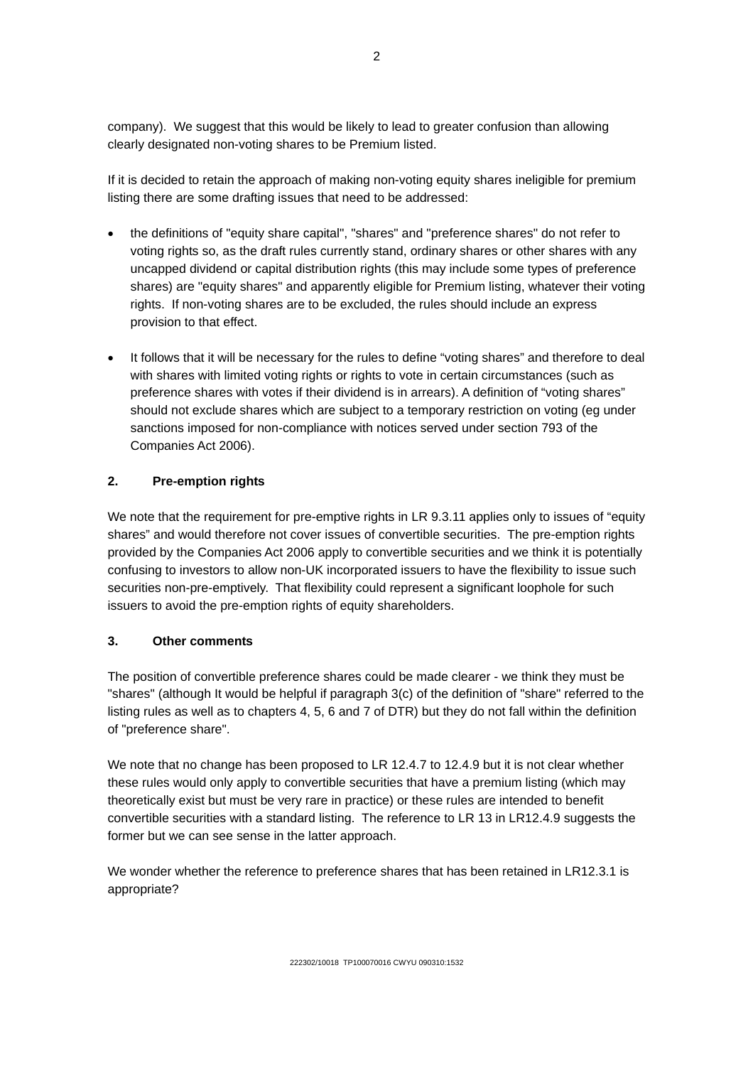company). We suggest that this would be likely to lead to greater confusion than allowing clearly designated non-voting shares to be Premium listed.

If it is decided to retain the approach of making non-voting equity shares ineligible for premium listing there are some drafting issues that need to be addressed:

- the definitions of "equity share capital", "shares" and "preference shares" do not refer to voting rights so, as the draft rules currently stand, ordinary shares or other shares with any uncapped dividend or capital distribution rights (this may include some types of preference shares) are "equity shares" and apparently eligible for Premium listing, whatever their voting rights. If non-voting shares are to be excluded, the rules should include an express provision to that effect.

- It follows that it will be necessary for the rules to define "voting shares" and therefore to deal with shares with limited voting rights or rights to vote in certain circumstances (such as preference shares with votes if their dividend is in arrears). A definition of "voting shares" should not exclude shares which are subject to a temporary restriction on voting (eg under sanctions imposed for non-compliance with notices served under section 793 of the Companies Act 2006).

## 2. Pre-emption rights

We note that the requirement for pre-emptive rights in LR 9.3.11 applies only to issues of "equity shares" and would therefore not cover issues of convertible securities. The pre-emption rights provided by the Companies Act 2006 apply to convertible securities and we think it is potentially confusing to investors to allow non-UK incorporated issuers to have the flexibility to issue such securities non-pre-emptively. That flexibility could represent a significant loophole for such issuers to avoid the pre-emption rights of equity shareholders.

## 3. Other comments

The position of convertible preference shares could be made clearer - we think they must be "shares" (although It would be helpful if paragraph 3(c) of the definition of "share" referred to the listing rules as well as to chapters 4, 5, 6 and 7 of DTR) but they do not fall within the definition of "preference share".

We note that no change has been proposed to LR 12.4.7 to 12.4.9 but it is not clear whether these rules would only apply to convertible securities that have a premium listing (which may theoretically exist but must be very rare in practice) or these rules are intended to benefit convertible securities with a standard listing. The reference to LR 13 in LR12.4.9 suggests the former but we can see sense in the latter approach.

We wonder whether the reference to preference shares that has been retained in LR12.3.1 is appropriate?

222302/10018 TP100070016 CWYU 090310:1532